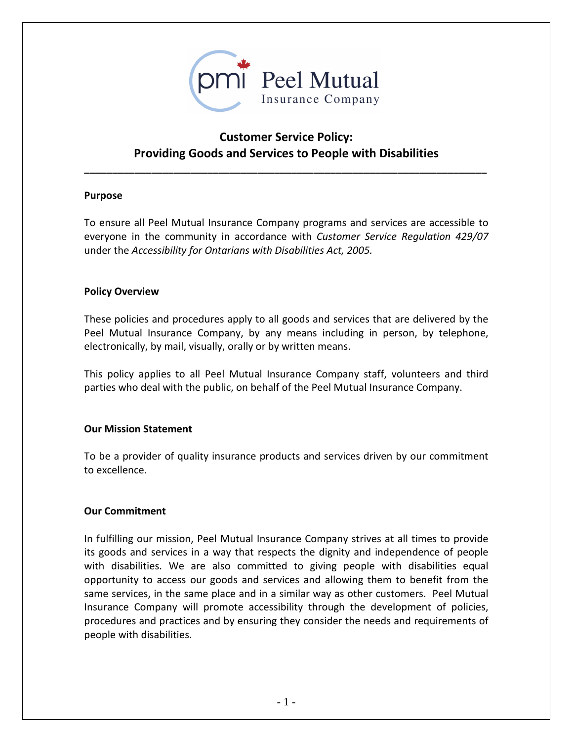Peel Mutual Insurance Company

# Customer Service Policy: Providing Goods and Services to People with Disabilities

---

### Purpose

To ensure all Peel Mutual Insurance Company programs and services are accessible to everyone in the community in accordance with *Customer Service Regulation 429/07* under the *Accessibility for Ontarians with Disabilities Act, 2005.*

### Policy Overview

These policies and procedures apply to all goods and services that are delivered by the Peel Mutual Insurance Company, by any means including in person, by telephone, electronically, by mail, visually, orally or by written means.

This policy applies to all Peel Mutual Insurance Company staff, volunteers and third parties who deal with the public, on behalf of the Peel Mutual Insurance Company.

### Our Mission Statement

To be a provider of quality insurance products and services driven by our commitment to excellence.

### Our Commitment

In fulfilling our mission, Peel Mutual Insurance Company strives at all times to provide its goods and services in a way that respects the dignity and independence of people with disabilities. We are also committed to giving people with disabilities equal opportunity to access our goods and services and allowing them to benefit from the same services, in the same place and in a similar way as other customers. Peel Mutual Insurance Company will promote accessibility through the development of policies, procedures and practices and by ensuring they consider the needs and requirements of people with disabilities.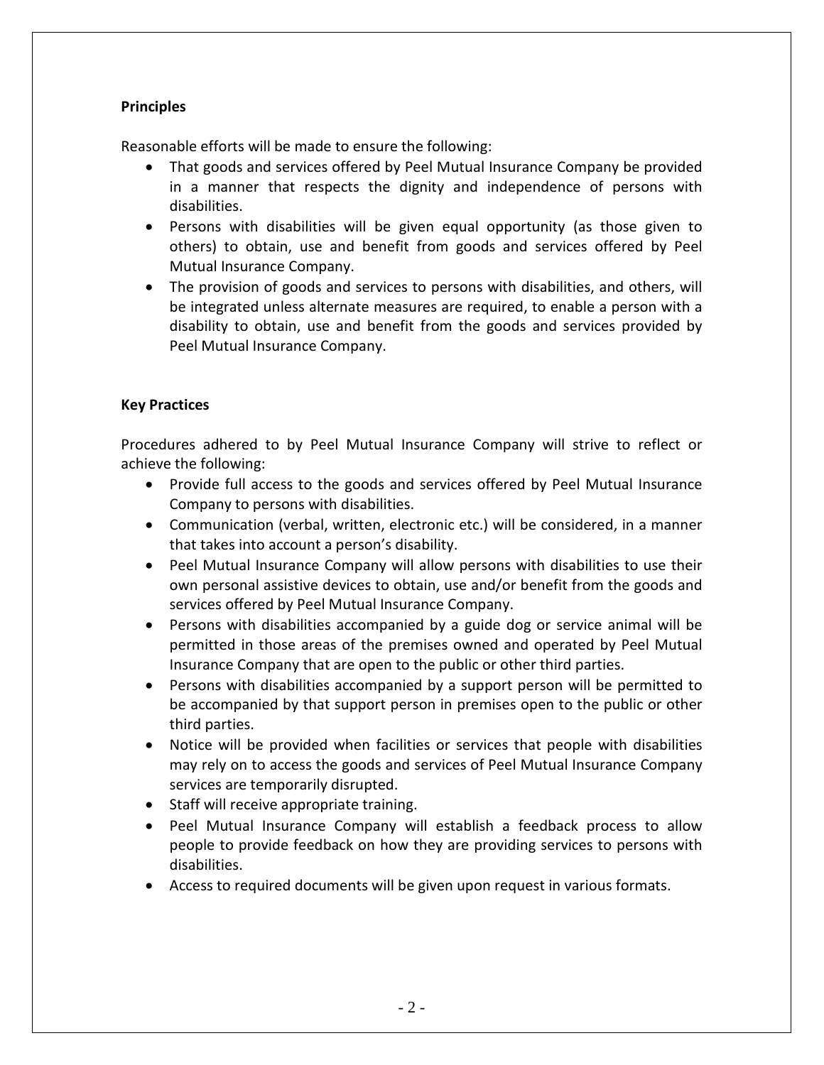**Principles**

Reasonable efforts will be made to ensure the following:

- That goods and services offered by Peel Mutual Insurance Company be provided in a manner that respects the dignity and independence of persons with disabilities.
- Persons with disabilities will be given equal opportunity (as those given to others) to obtain, use and benefit from goods and services offered by Peel Mutual Insurance Company.
- The provision of goods and services to persons with disabilities, and others, will be integrated unless alternate measures are required, to enable a person with a disability to obtain, use and benefit from the goods and services provided by Peel Mutual Insurance Company.

**Key Practices**

Procedures adhered to by Peel Mutual Insurance Company will strive to reflect or achieve the following:

- Provide full access to the goods and services offered by Peel Mutual Insurance Company to persons with disabilities.
- Communication (verbal, written, electronic etc.) will be considered, in a manner that takes into account a person's disability.
- Peel Mutual Insurance Company will allow persons with disabilities to use their own personal assistive devices to obtain, use and/or benefit from the goods and services offered by Peel Mutual Insurance Company.
- Persons with disabilities accompanied by a guide dog or service animal will be permitted in those areas of the premises owned and operated by Peel Mutual Insurance Company that are open to the public or other third parties.
- Persons with disabilities accompanied by a support person will be permitted to be accompanied by that support person in premises open to the public or other third parties.
- Notice will be provided when facilities or services that people with disabilities may rely on to access the goods and services of Peel Mutual Insurance Company services are temporarily disrupted.
- Staff will receive appropriate training.
- Peel Mutual Insurance Company will establish a feedback process to allow people to provide feedback on how they are providing services to persons with disabilities.
- Access to required documents will be given upon request in various formats.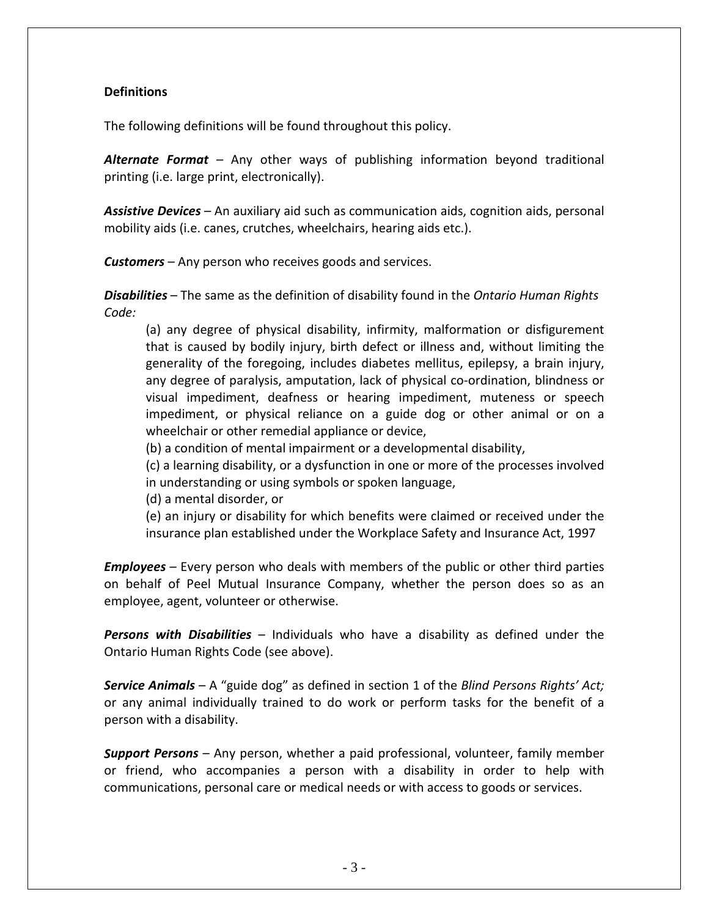**Definitions**

The following definitions will be found throughout this policy.

***Alternate Format*** – Any other ways of publishing information beyond traditional printing (i.e. large print, electronically).

***Assistive Devices*** – An auxiliary aid such as communication aids, cognition aids, personal mobility aids (i.e. canes, crutches, wheelchairs, hearing aids etc.).

***Customers*** – Any person who receives goods and services.

***Disabilities*** – The same as the definition of disability found in the *Ontario Human Rights Code:*

> (a) any degree of physical disability, infirmity, malformation or disfigurement that is caused by bodily injury, birth defect or illness and, without limiting the generality of the foregoing, includes diabetes mellitus, epilepsy, a brain injury, any degree of paralysis, amputation, lack of physical co-ordination, blindness or visual impediment, deafness or hearing impediment, muteness or speech impediment, or physical reliance on a guide dog or other animal or on a wheelchair or other remedial appliance or device,
>
> (b) a condition of mental impairment or a developmental disability,
>
> (c) a learning disability, or a dysfunction in one or more of the processes involved in understanding or using symbols or spoken language,
>
> (d) a mental disorder, or
>
> (e) an injury or disability for which benefits were claimed or received under the insurance plan established under the Workplace Safety and Insurance Act, 1997

***Employees*** – Every person who deals with members of the public or other third parties on behalf of Peel Mutual Insurance Company, whether the person does so as an employee, agent, volunteer or otherwise.

***Persons with Disabilities*** – Individuals who have a disability as defined under the Ontario Human Rights Code (see above).

***Service Animals*** – A "guide dog" as defined in section 1 of the *Blind Persons Rights' Act;* or any animal individually trained to do work or perform tasks for the benefit of a person with a disability.

***Support Persons*** – Any person, whether a paid professional, volunteer, family member or friend, who accompanies a person with a disability in order to help with communications, personal care or medical needs or with access to goods or services.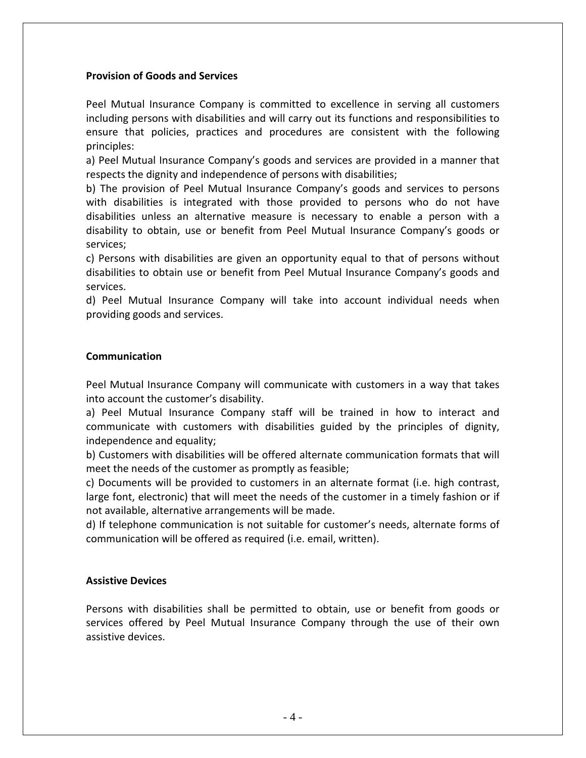**Provision of Goods and Services**

Peel Mutual Insurance Company is committed to excellence in serving all customers including persons with disabilities and will carry out its functions and responsibilities to ensure that policies, practices and procedures are consistent with the following principles:

a) Peel Mutual Insurance Company's goods and services are provided in a manner that respects the dignity and independence of persons with disabilities;

b) The provision of Peel Mutual Insurance Company's goods and services to persons with disabilities is integrated with those provided to persons who do not have disabilities unless an alternative measure is necessary to enable a person with a disability to obtain, use or benefit from Peel Mutual Insurance Company's goods or services;

c) Persons with disabilities are given an opportunity equal to that of persons without disabilities to obtain use or benefit from Peel Mutual Insurance Company's goods and services.

d) Peel Mutual Insurance Company will take into account individual needs when providing goods and services.

**Communication**

Peel Mutual Insurance Company will communicate with customers in a way that takes into account the customer's disability.

a) Peel Mutual Insurance Company staff will be trained in how to interact and communicate with customers with disabilities guided by the principles of dignity, independence and equality;

b) Customers with disabilities will be offered alternate communication formats that will meet the needs of the customer as promptly as feasible;

c) Documents will be provided to customers in an alternate format (i.e. high contrast, large font, electronic) that will meet the needs of the customer in a timely fashion or if not available, alternative arrangements will be made.

d) If telephone communication is not suitable for customer's needs, alternate forms of communication will be offered as required (i.e. email, written).

**Assistive Devices**

Persons with disabilities shall be permitted to obtain, use or benefit from goods or services offered by Peel Mutual Insurance Company through the use of their own assistive devices.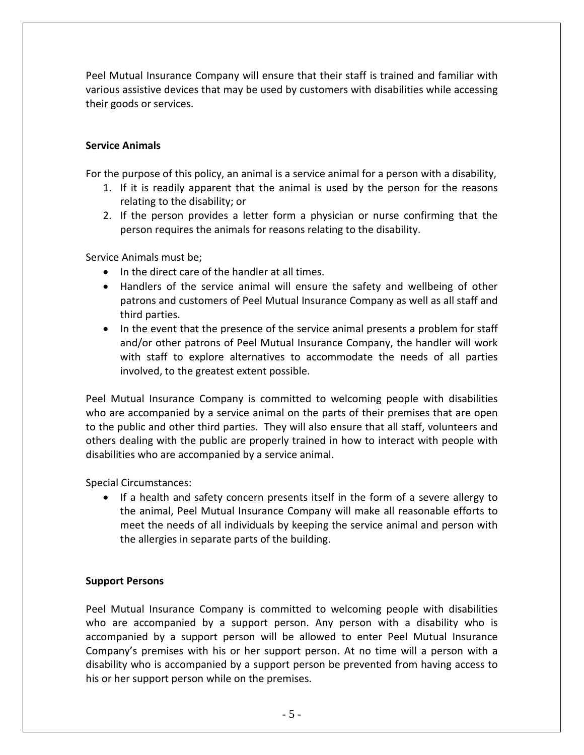Peel Mutual Insurance Company will ensure that their staff is trained and familiar with various assistive devices that may be used by customers with disabilities while accessing their goods or services.

**Service Animals**

For the purpose of this policy, an animal is a service animal for a person with a disability,

1. If it is readily apparent that the animal is used by the person for the reasons relating to the disability; or
2. If the person provides a letter form a physician or nurse confirming that the person requires the animals for reasons relating to the disability.

Service Animals must be;

- In the direct care of the handler at all times.
- Handlers of the service animal will ensure the safety and wellbeing of other patrons and customers of Peel Mutual Insurance Company as well as all staff and third parties.
- In the event that the presence of the service animal presents a problem for staff and/or other patrons of Peel Mutual Insurance Company, the handler will work with staff to explore alternatives to accommodate the needs of all parties involved, to the greatest extent possible.

Peel Mutual Insurance Company is committed to welcoming people with disabilities who are accompanied by a service animal on the parts of their premises that are open to the public and other third parties. They will also ensure that all staff, volunteers and others dealing with the public are properly trained in how to interact with people with disabilities who are accompanied by a service animal.

Special Circumstances:

- If a health and safety concern presents itself in the form of a severe allergy to the animal, Peel Mutual Insurance Company will make all reasonable efforts to meet the needs of all individuals by keeping the service animal and person with the allergies in separate parts of the building.

**Support Persons**

Peel Mutual Insurance Company is committed to welcoming people with disabilities who are accompanied by a support person. Any person with a disability who is accompanied by a support person will be allowed to enter Peel Mutual Insurance Company's premises with his or her support person. At no time will a person with a disability who is accompanied by a support person be prevented from having access to his or her support person while on the premises.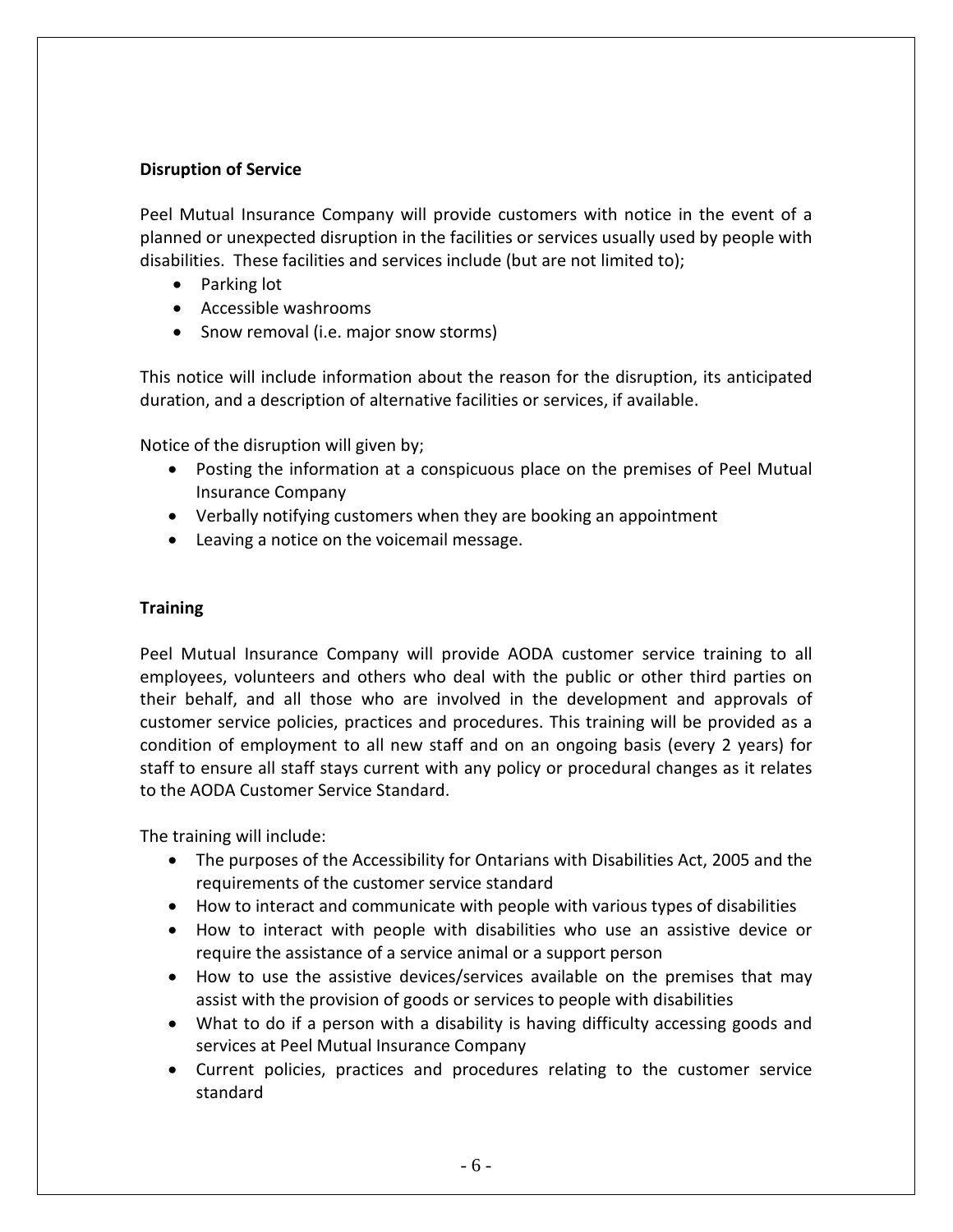**Disruption of Service**

Peel Mutual Insurance Company will provide customers with notice in the event of a planned or unexpected disruption in the facilities or services usually used by people with disabilities. These facilities and services include (but are not limited to);

- Parking lot
- Accessible washrooms
- Snow removal (i.e. major snow storms)

This notice will include information about the reason for the disruption, its anticipated duration, and a description of alternative facilities or services, if available.

Notice of the disruption will given by;

- Posting the information at a conspicuous place on the premises of Peel Mutual Insurance Company
- Verbally notifying customers when they are booking an appointment
- Leaving a notice on the voicemail message.

**Training**

Peel Mutual Insurance Company will provide AODA customer service training to all employees, volunteers and others who deal with the public or other third parties on their behalf, and all those who are involved in the development and approvals of customer service policies, practices and procedures. This training will be provided as a condition of employment to all new staff and on an ongoing basis (every 2 years) for staff to ensure all staff stays current with any policy or procedural changes as it relates to the AODA Customer Service Standard.

The training will include:

- The purposes of the Accessibility for Ontarians with Disabilities Act, 2005 and the requirements of the customer service standard
- How to interact and communicate with people with various types of disabilities
- How to interact with people with disabilities who use an assistive device or require the assistance of a service animal or a support person
- How to use the assistive devices/services available on the premises that may assist with the provision of goods or services to people with disabilities
- What to do if a person with a disability is having difficulty accessing goods and services at Peel Mutual Insurance Company
- Current policies, practices and procedures relating to the customer service standard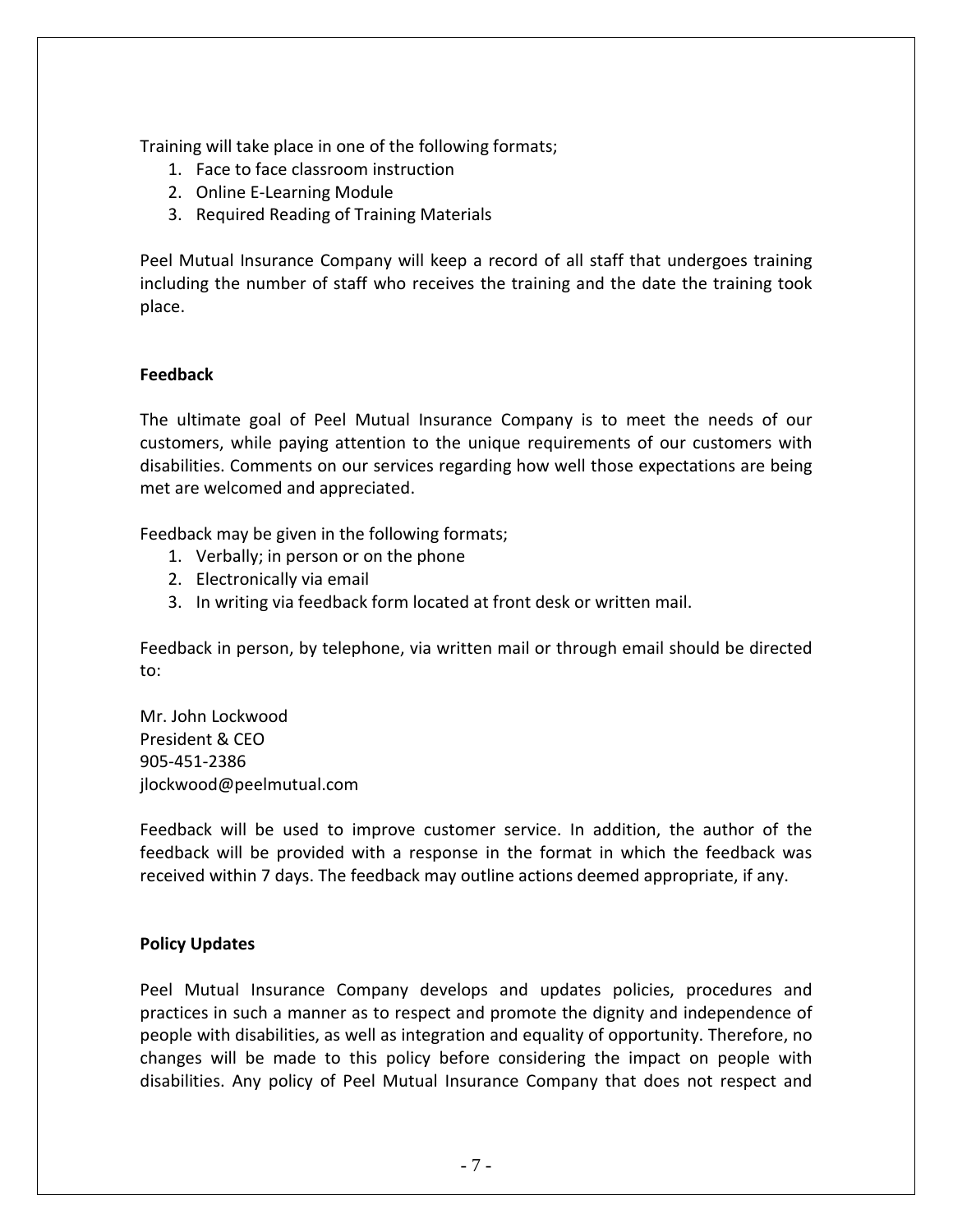Training will take place in one of the following formats;

1. Face to face classroom instruction
2. Online E-Learning Module
3. Required Reading of Training Materials

Peel Mutual Insurance Company will keep a record of all staff that undergoes training including the number of staff who receives the training and the date the training took place.

**Feedback**

The ultimate goal of Peel Mutual Insurance Company is to meet the needs of our customers, while paying attention to the unique requirements of our customers with disabilities. Comments on our services regarding how well those expectations are being met are welcomed and appreciated.

Feedback may be given in the following formats;

1. Verbally; in person or on the phone
2. Electronically via email
3. In writing via feedback form located at front desk or written mail.

Feedback in person, by telephone, via written mail or through email should be directed to:

Mr. John Lockwood
President & CEO
905-451-2386
jlockwood@peelmutual.com

Feedback will be used to improve customer service. In addition, the author of the feedback will be provided with a response in the format in which the feedback was received within 7 days. The feedback may outline actions deemed appropriate, if any.

**Policy Updates**

Peel Mutual Insurance Company develops and updates policies, procedures and practices in such a manner as to respect and promote the dignity and independence of people with disabilities, as well as integration and equality of opportunity. Therefore, no changes will be made to this policy before considering the impact on people with disabilities. Any policy of Peel Mutual Insurance Company that does not respect and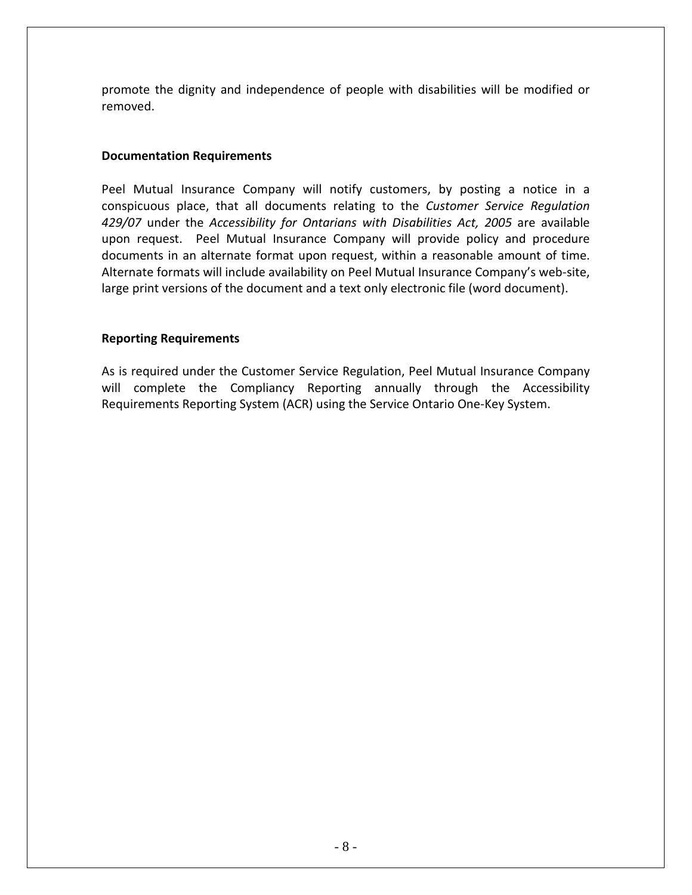promote the dignity and independence of people with disabilities will be modified or removed.

**Documentation Requirements**

Peel Mutual Insurance Company will notify customers, by posting a notice in a conspicuous place, that all documents relating to the *Customer Service Regulation 429/07* under the *Accessibility for Ontarians with Disabilities Act, 2005* are available upon request. Peel Mutual Insurance Company will provide policy and procedure documents in an alternate format upon request, within a reasonable amount of time. Alternate formats will include availability on Peel Mutual Insurance Company's web-site, large print versions of the document and a text only electronic file (word document).

**Reporting Requirements**

As is required under the Customer Service Regulation, Peel Mutual Insurance Company will complete the Compliancy Reporting annually through the Accessibility Requirements Reporting System (ACR) using the Service Ontario One-Key System.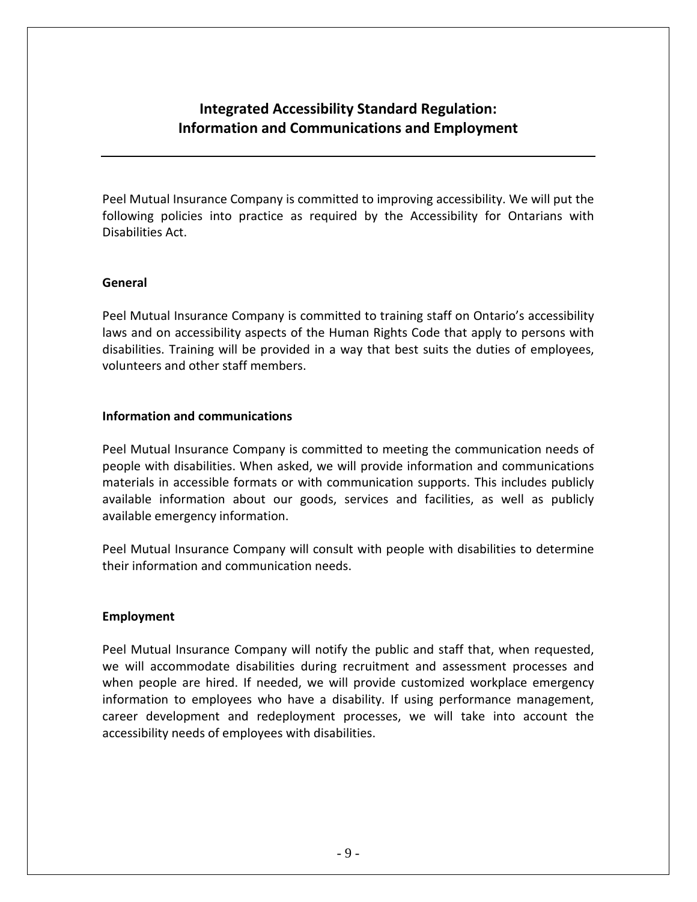# Integrated Accessibility Standard Regulation: Information and Communications and Employment

Peel Mutual Insurance Company is committed to improving accessibility. We will put the following policies into practice as required by the Accessibility for Ontarians with Disabilities Act.

### General

Peel Mutual Insurance Company is committed to training staff on Ontario's accessibility laws and on accessibility aspects of the Human Rights Code that apply to persons with disabilities. Training will be provided in a way that best suits the duties of employees, volunteers and other staff members.

### Information and communications

Peel Mutual Insurance Company is committed to meeting the communication needs of people with disabilities. When asked, we will provide information and communications materials in accessible formats or with communication supports. This includes publicly available information about our goods, services and facilities, as well as publicly available emergency information.

Peel Mutual Insurance Company will consult with people with disabilities to determine their information and communication needs.

### Employment

Peel Mutual Insurance Company will notify the public and staff that, when requested, we will accommodate disabilities during recruitment and assessment processes and when people are hired. If needed, we will provide customized workplace emergency information to employees who have a disability. If using performance management, career development and redeployment processes, we will take into account the accessibility needs of employees with disabilities.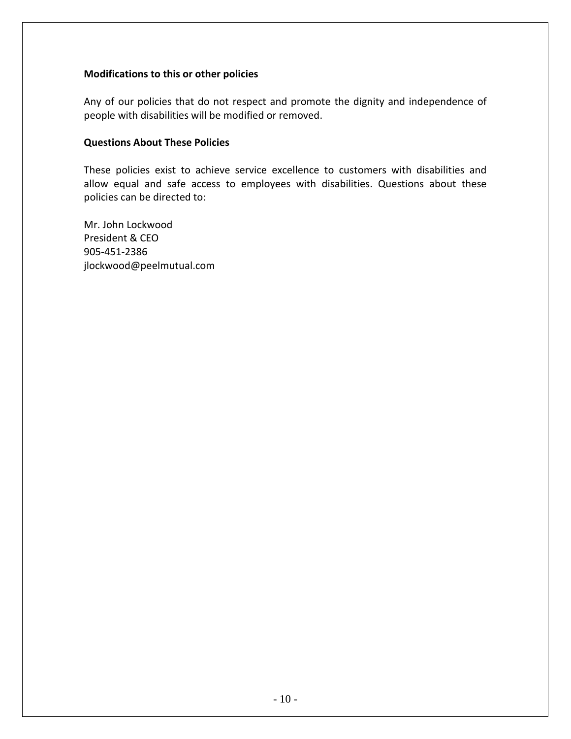**Modifications to this or other policies**

Any of our policies that do not respect and promote the dignity and independence of people with disabilities will be modified or removed.

**Questions About These Policies**

These policies exist to achieve service excellence to customers with disabilities and allow equal and safe access to employees with disabilities. Questions about these policies can be directed to:

Mr. John Lockwood
President & CEO
905-451-2386
jlockwood@peelmutual.com